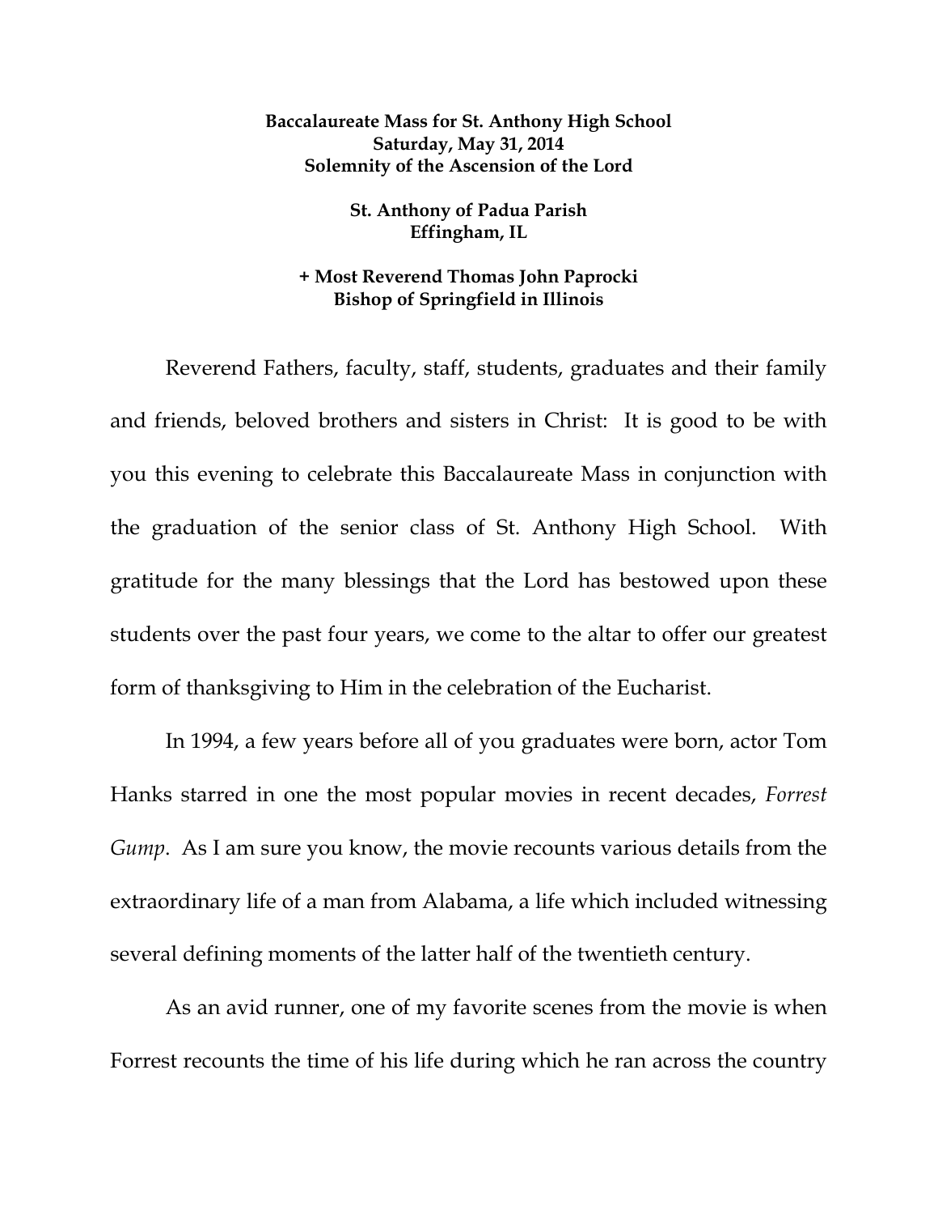**Baccalaureate Mass for St. Anthony High School**
**Saturday, May 31, 2014**
**Solemnity of the Ascension of the Lord**

**St. Anthony of Padua Parish**
**Effingham, IL**

**+ Most Reverend Thomas John Paprocki**
**Bishop of Springfield in Illinois**

Reverend Fathers, faculty, staff, students, graduates and their family and friends, beloved brothers and sisters in Christ: It is good to be with you this evening to celebrate this Baccalaureate Mass in conjunction with the graduation of the senior class of St. Anthony High School. With gratitude for the many blessings that the Lord has bestowed upon these students over the past four years, we come to the altar to offer our greatest form of thanksgiving to Him in the celebration of the Eucharist.

In 1994, a few years before all of you graduates were born, actor Tom Hanks starred in one the most popular movies in recent decades, *Forrest Gump*. As I am sure you know, the movie recounts various details from the extraordinary life of a man from Alabama, a life which included witnessing several defining moments of the latter half of the twentieth century.

As an avid runner, one of my favorite scenes from the movie is when Forrest recounts the time of his life during which he ran across the country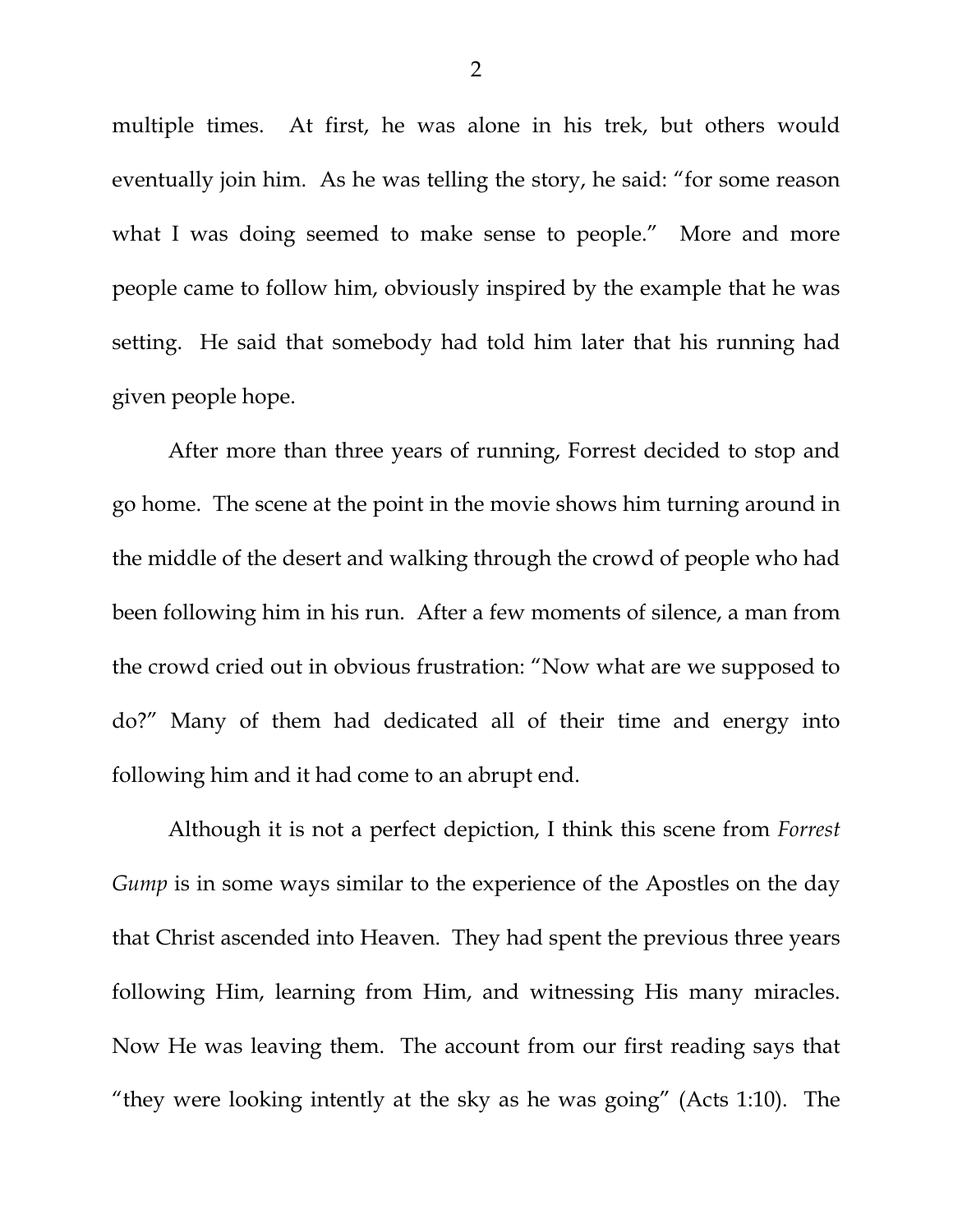multiple times. At first, he was alone in his trek, but others would eventually join him. As he was telling the story, he said: "for some reason what I was doing seemed to make sense to people." More and more people came to follow him, obviously inspired by the example that he was setting. He said that somebody had told him later that his running had given people hope.

After more than three years of running, Forrest decided to stop and go home. The scene at the point in the movie shows him turning around in the middle of the desert and walking through the crowd of people who had been following him in his run. After a few moments of silence, a man from the crowd cried out in obvious frustration: "Now what are we supposed to do?" Many of them had dedicated all of their time and energy into following him and it had come to an abrupt end.

Although it is not a perfect depiction, I think this scene from *Forrest Gump* is in some ways similar to the experience of the Apostles on the day that Christ ascended into Heaven. They had spent the previous three years following Him, learning from Him, and witnessing His many miracles. Now He was leaving them. The account from our first reading says that "they were looking intently at the sky as he was going" (Acts 1:10). The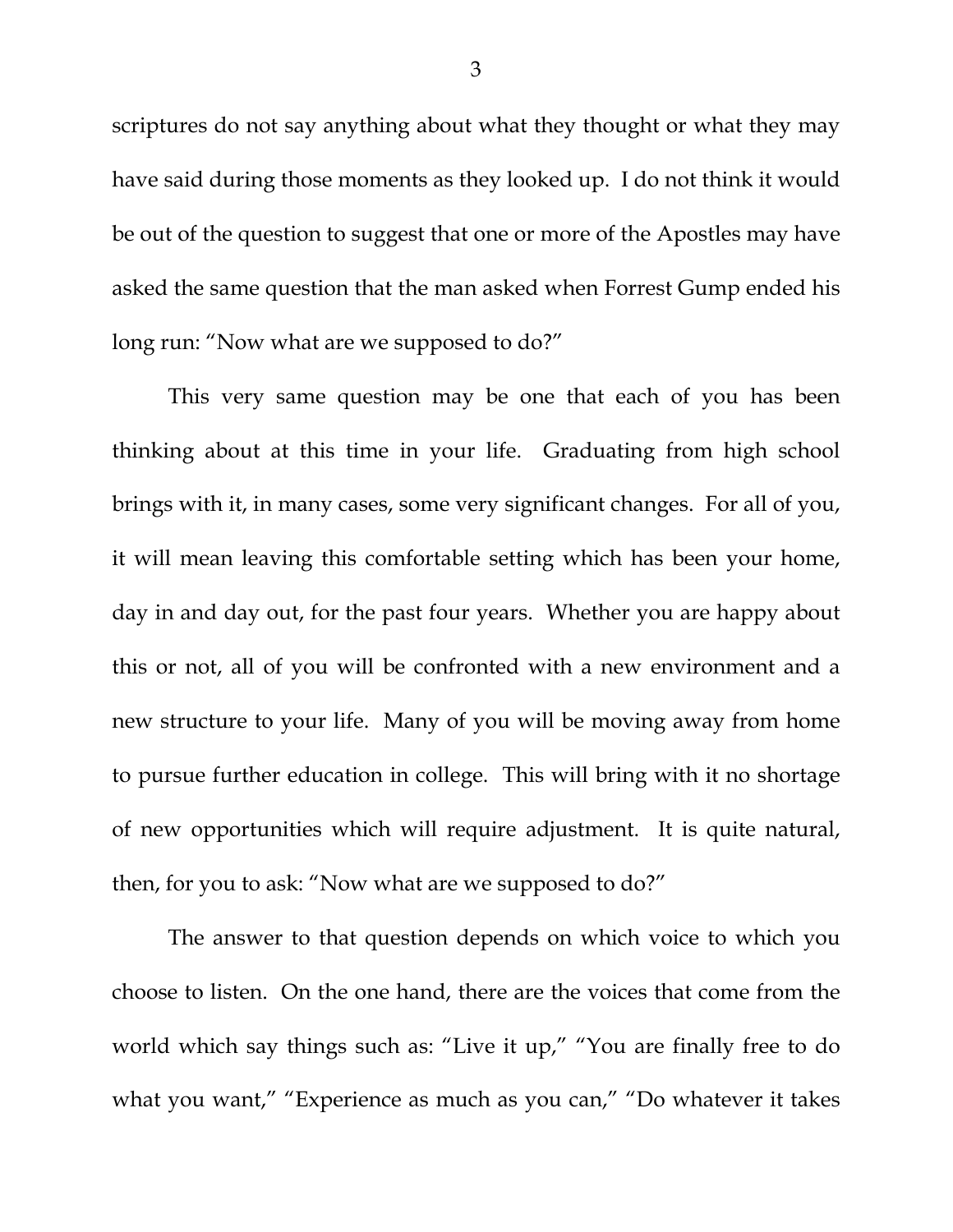scriptures do not say anything about what they thought or what they may have said during those moments as they looked up. I do not think it would be out of the question to suggest that one or more of the Apostles may have asked the same question that the man asked when Forrest Gump ended his long run: "Now what are we supposed to do?"

This very same question may be one that each of you has been thinking about at this time in your life. Graduating from high school brings with it, in many cases, some very significant changes. For all of you, it will mean leaving this comfortable setting which has been your home, day in and day out, for the past four years. Whether you are happy about this or not, all of you will be confronted with a new environment and a new structure to your life. Many of you will be moving away from home to pursue further education in college. This will bring with it no shortage of new opportunities which will require adjustment. It is quite natural, then, for you to ask: "Now what are we supposed to do?"

The answer to that question depends on which voice to which you choose to listen. On the one hand, there are the voices that come from the world which say things such as: "Live it up," "You are finally free to do what you want," "Experience as much as you can," "Do whatever it takes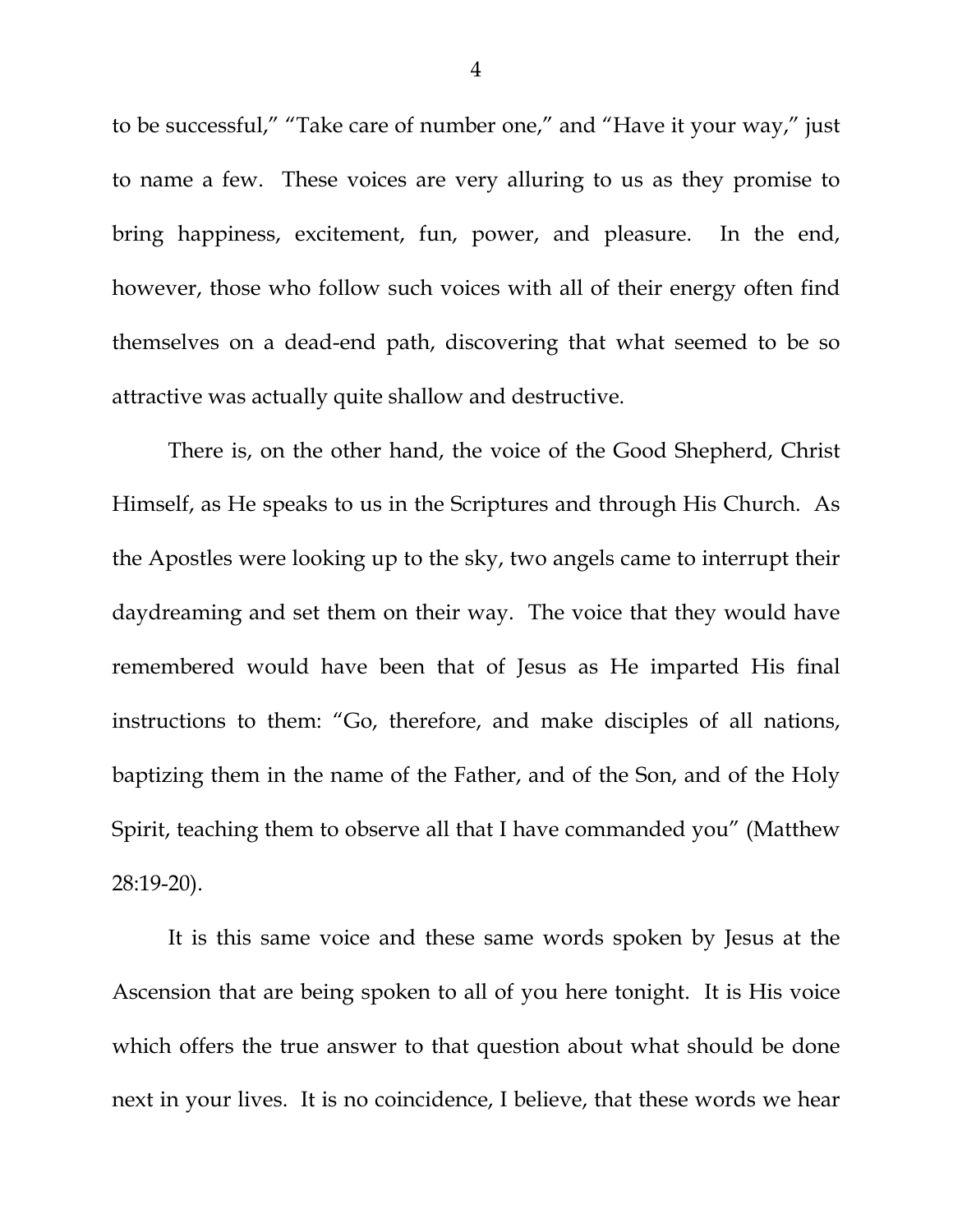to be successful," "Take care of number one," and "Have it your way," just to name a few. These voices are very alluring to us as they promise to bring happiness, excitement, fun, power, and pleasure. In the end, however, those who follow such voices with all of their energy often find themselves on a dead-end path, discovering that what seemed to be so attractive was actually quite shallow and destructive.

There is, on the other hand, the voice of the Good Shepherd, Christ Himself, as He speaks to us in the Scriptures and through His Church. As the Apostles were looking up to the sky, two angels came to interrupt their daydreaming and set them on their way. The voice that they would have remembered would have been that of Jesus as He imparted His final instructions to them: "Go, therefore, and make disciples of all nations, baptizing them in the name of the Father, and of the Son, and of the Holy Spirit, teaching them to observe all that I have commanded you" (Matthew 28:19-20).

It is this same voice and these same words spoken by Jesus at the Ascension that are being spoken to all of you here tonight. It is His voice which offers the true answer to that question about what should be done next in your lives. It is no coincidence, I believe, that these words we hear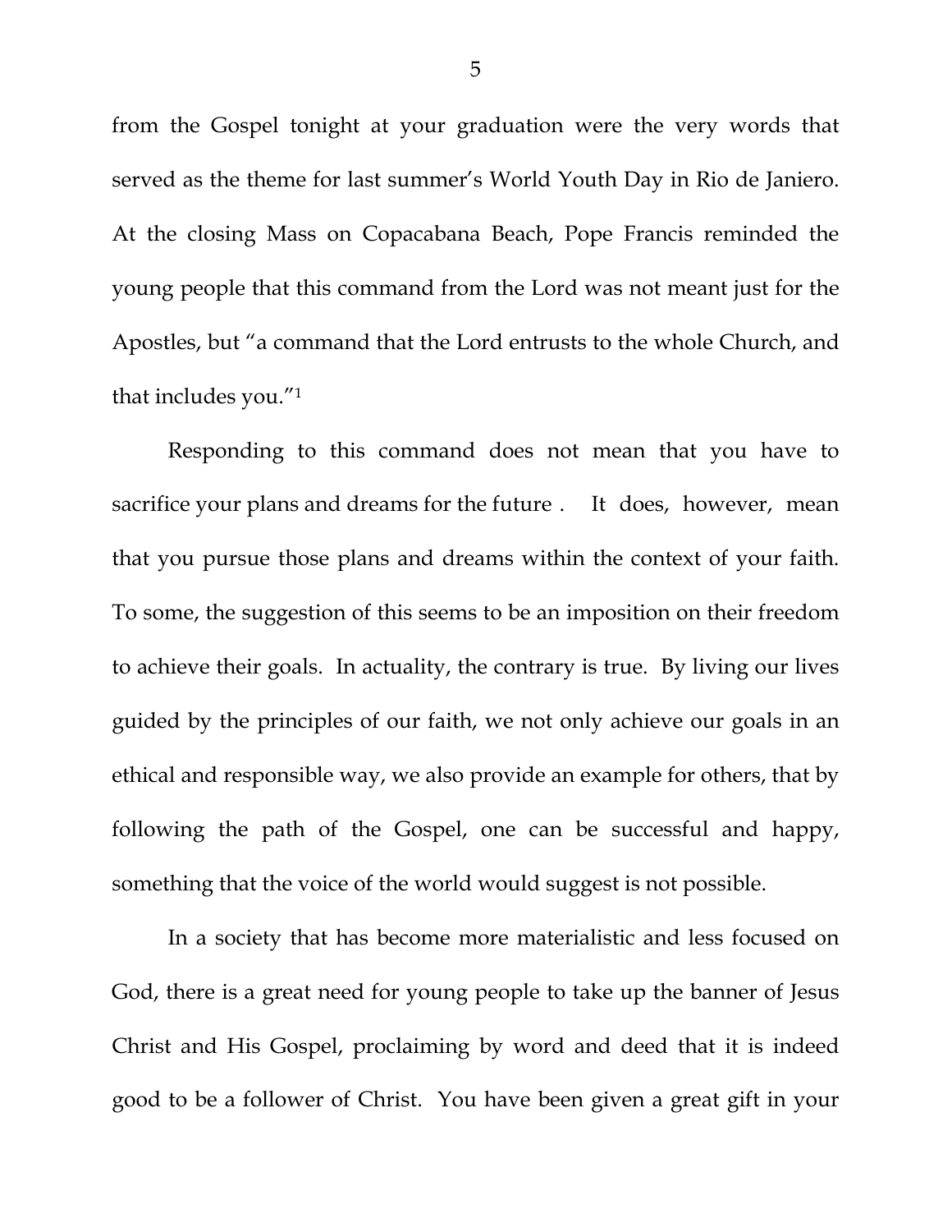from the Gospel tonight at your graduation were the very words that served as the theme for last summer's World Youth Day in Rio de Janiero. At the closing Mass on Copacabana Beach, Pope Francis reminded the young people that this command from the Lord was not meant just for the Apostles, but "a command that the Lord entrusts to the whole Church, and that includes you."[1]

Responding to this command does not mean that you have to sacrifice your plans and dreams for the future . It does, however, mean that you pursue those plans and dreams within the context of your faith. To some, the suggestion of this seems to be an imposition on their freedom to achieve their goals. In actuality, the contrary is true. By living our lives guided by the principles of our faith, we not only achieve our goals in an ethical and responsible way, we also provide an example for others, that by following the path of the Gospel, one can be successful and happy, something that the voice of the world would suggest is not possible.

In a society that has become more materialistic and less focused on God, there is a great need for young people to take up the banner of Jesus Christ and His Gospel, proclaiming by word and deed that it is indeed good to be a follower of Christ. You have been given a great gift in your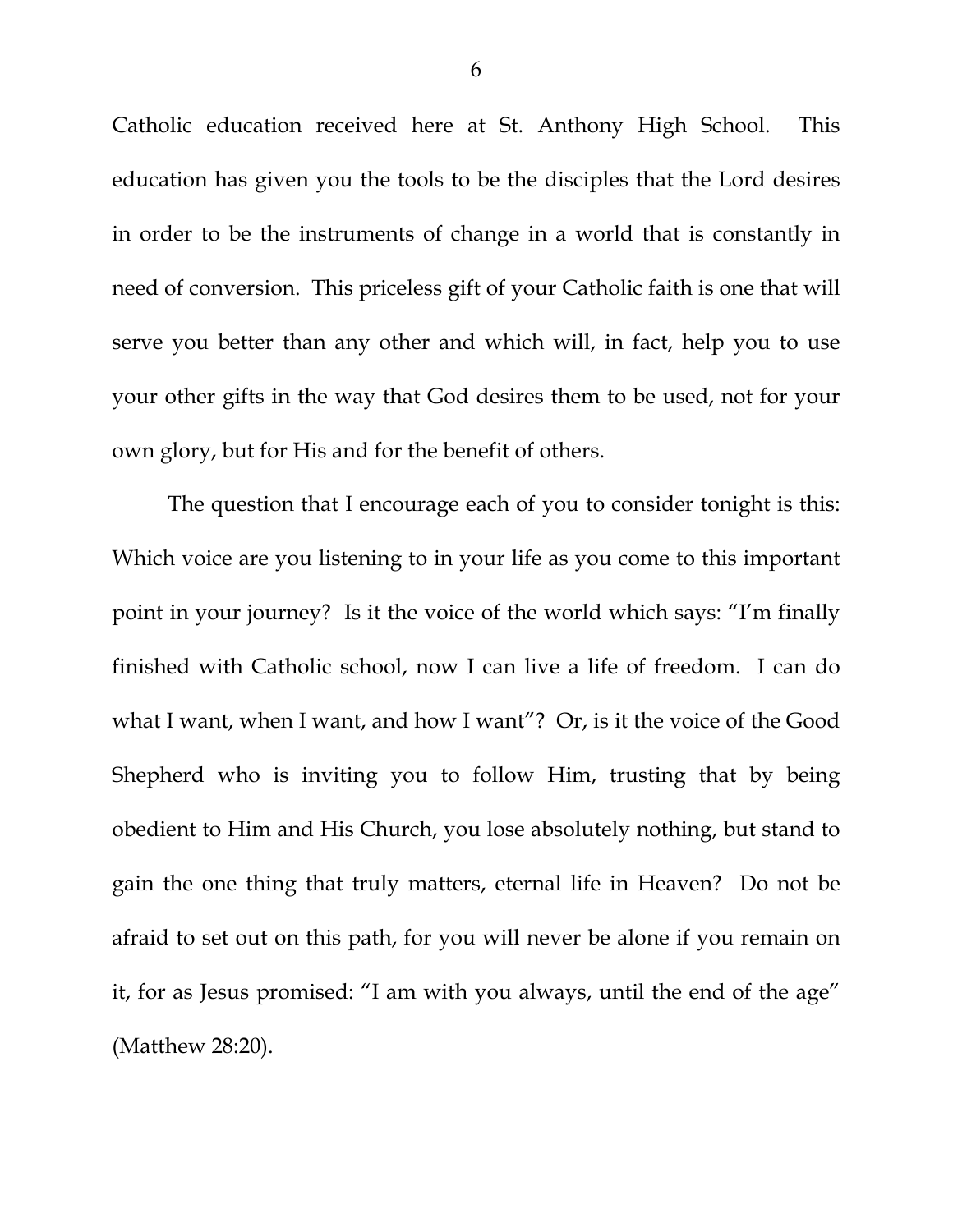Catholic education received here at St. Anthony High School. This education has given you the tools to be the disciples that the Lord desires in order to be the instruments of change in a world that is constantly in need of conversion. This priceless gift of your Catholic faith is one that will serve you better than any other and which will, in fact, help you to use your other gifts in the way that God desires them to be used, not for your own glory, but for His and for the benefit of others.

The question that I encourage each of you to consider tonight is this: Which voice are you listening to in your life as you come to this important point in your journey? Is it the voice of the world which says: "I'm finally finished with Catholic school, now I can live a life of freedom. I can do what I want, when I want, and how I want"? Or, is it the voice of the Good Shepherd who is inviting you to follow Him, trusting that by being obedient to Him and His Church, you lose absolutely nothing, but stand to gain the one thing that truly matters, eternal life in Heaven? Do not be afraid to set out on this path, for you will never be alone if you remain on it, for as Jesus promised: "I am with you always, until the end of the age" (Matthew 28:20).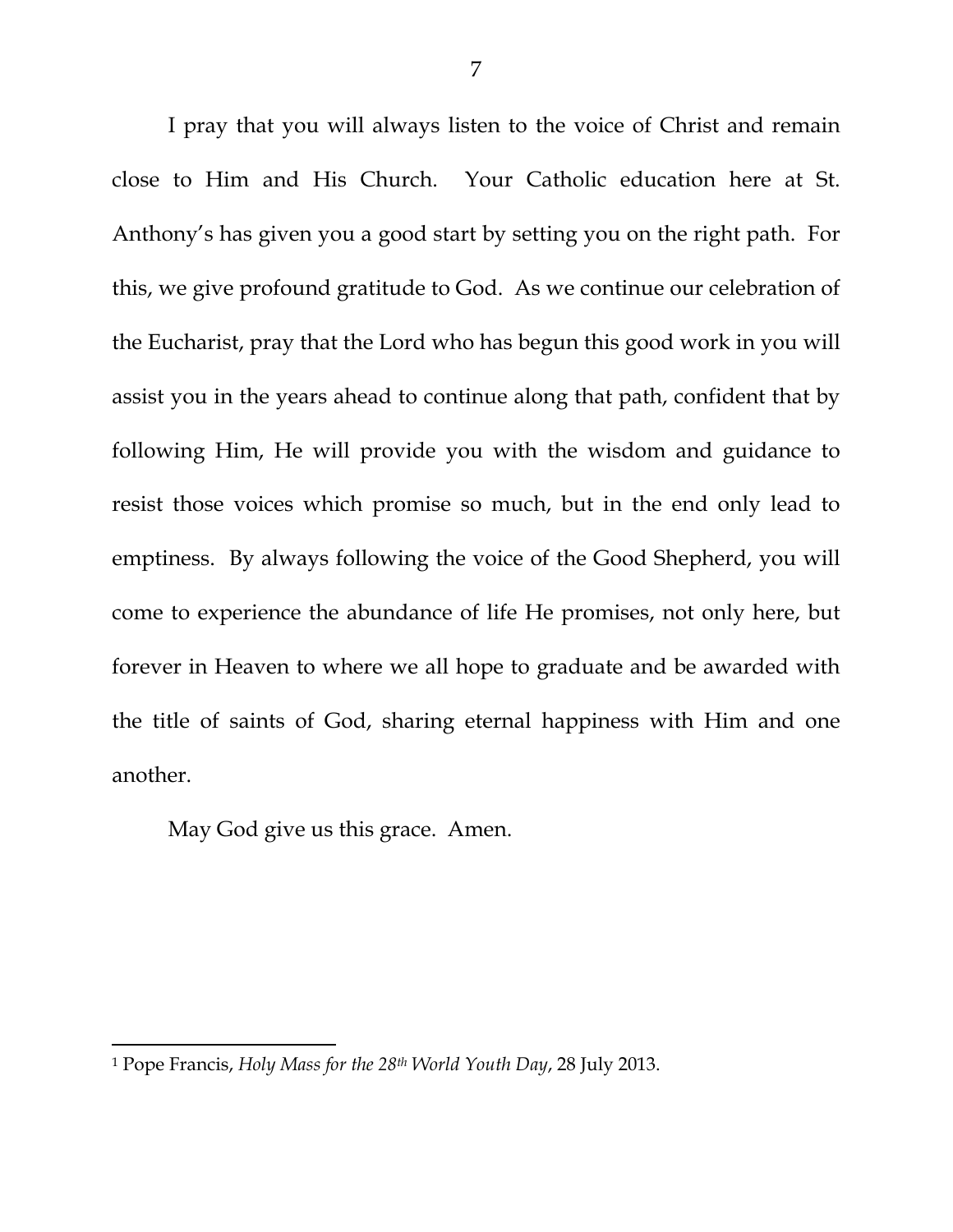I pray that you will always listen to the voice of Christ and remain close to Him and His Church. Your Catholic education here at St. Anthony's has given you a good start by setting you on the right path. For this, we give profound gratitude to God. As we continue our celebration of the Eucharist, pray that the Lord who has begun this good work in you will assist you in the years ahead to continue along that path, confident that by following Him, He will provide you with the wisdom and guidance to resist those voices which promise so much, but in the end only lead to emptiness. By always following the voice of the Good Shepherd, you will come to experience the abundance of life He promises, not only here, but forever in Heaven to where we all hope to graduate and be awarded with the title of saints of God, sharing eternal happiness with Him and one another.

May God give us this grace. Amen.

---

[1] Pope Francis, *Holy Mass for the 28th World Youth Day*, 28 July 2013.